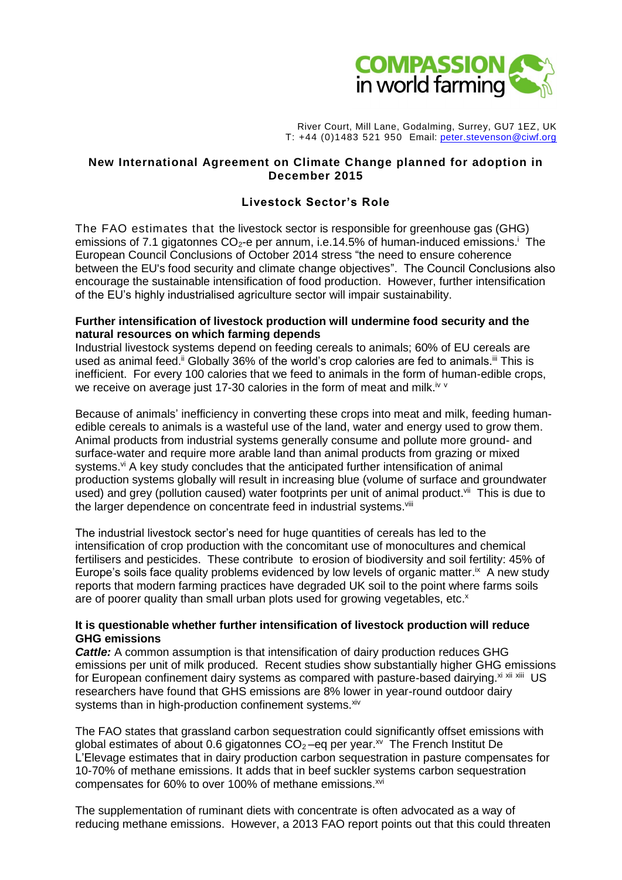River Court, Mill Lane, Godalming, Surrey, GU7 1EZ, UK
T: +44 (0)1483 521 950 Email: peter.stevenson@ciwf.org

## New International Agreement on Climate Change planned for adoption in December 2015

## Livestock Sector's Role

The FAO estimates that the livestock sector is responsible for greenhouse gas (GHG) emissions of 7.1 gigatonnes $CO_2$-e per annum, i.e.14.5% of human-induced emissions.[i] The European Council Conclusions of October 2014 stress "the need to ensure coherence between the EU's food security and climate change objectives". The Council Conclusions also encourage the sustainable intensification of food production. However, further intensification of the EU's highly industrialised agriculture sector will impair sustainability.

**Further intensification of livestock production will undermine food security and the natural resources on which farming depends**

Industrial livestock systems depend on feeding cereals to animals; 60% of EU cereals are used as animal feed.[ii] Globally 36% of the world's crop calories are fed to animals.[iii] This is inefficient. For every 100 calories that we feed to animals in the form of human-edible crops, we receive on average just 17-30 calories in the form of meat and milk.[iv] [v]

Because of animals' inefficiency in converting these crops into meat and milk, feeding human-edible cereals to animals is a wasteful use of the land, water and energy used to grow them. Animal products from industrial systems generally consume and pollute more ground- and surface-water and require more arable land than animal products from grazing or mixed systems.[vi] A key study concludes that the anticipated further intensification of animal production systems globally will result in increasing blue (volume of surface and groundwater used) and grey (pollution caused) water footprints per unit of animal product.[vii] This is due to the larger dependence on concentrate feed in industrial systems.[viii]

The industrial livestock sector's need for huge quantities of cereals has led to the intensification of crop production with the concomitant use of monocultures and chemical fertilisers and pesticides. These contribute to erosion of biodiversity and soil fertility: 45% of Europe's soils face quality problems evidenced by low levels of organic matter.[ix] A new study reports that modern farming practices have degraded UK soil to the point where farms soils are of poorer quality than small urban plots used for growing vegetables, etc.[x]

**It is questionable whether further intensification of livestock production will reduce GHG emissions**

***Cattle:*** A common assumption is that intensification of dairy production reduces GHG emissions per unit of milk produced. Recent studies show substantially higher GHG emissions for European confinement dairy systems as compared with pasture-based dairying.[xi] [xii] [xiii] US researchers have found that GHS emissions are 8% lower in year-round outdoor dairy systems than in high-production confinement systems.[xiv]

The FAO states that grassland carbon sequestration could significantly offset emissions with global estimates of about 0.6 gigatonnes $CO_2$–eq per year.[xv] The French Institut De L'Elevage estimates that in dairy production carbon sequestration in pasture compensates for 10-70% of methane emissions. It adds that in beef suckler systems carbon sequestration compensates for 60% to over 100% of methane emissions.[xvi]

The supplementation of ruminant diets with concentrate is often advocated as a way of reducing methane emissions. However, a 2013 FAO report points out that this could threaten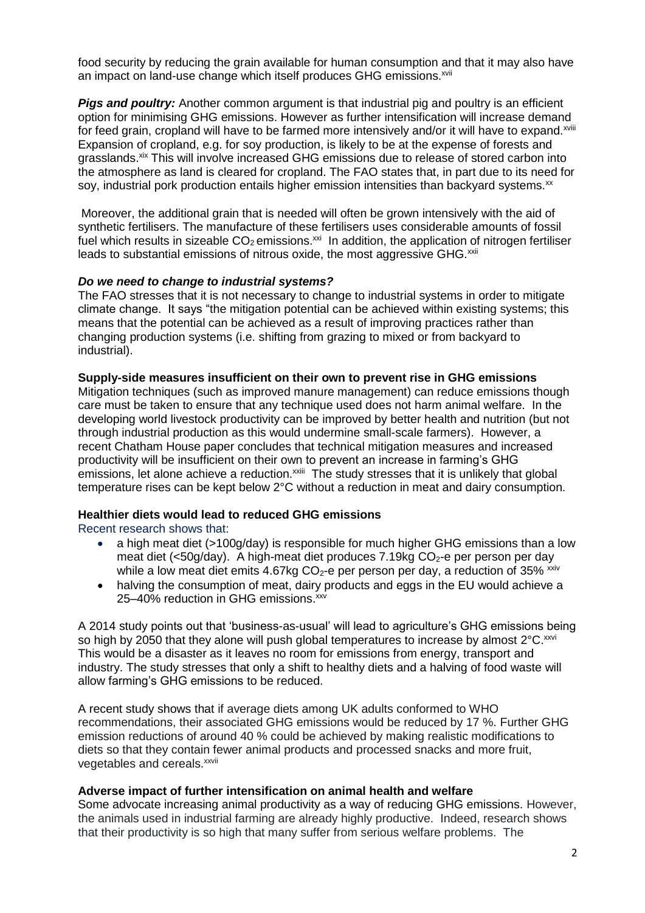food security by reducing the grain available for human consumption and that it may also have an impact on land-use change which itself produces GHG emissions.[xvii]

***Pigs and poultry:*** Another common argument is that industrial pig and poultry is an efficient option for minimising GHG emissions. However as further intensification will increase demand for feed grain, cropland will have to be farmed more intensively and/or it will have to expand.[xviii] Expansion of cropland, e.g. for soy production, is likely to be at the expense of forests and grasslands.[xix] This will involve increased GHG emissions due to release of stored carbon into the atmosphere as land is cleared for cropland. The FAO states that, in part due to its need for soy, industrial pork production entails higher emission intensities than backyard systems.[xx]

Moreover, the additional grain that is needed will often be grown intensively with the aid of synthetic fertilisers. The manufacture of these fertilisers uses considerable amounts of fossil fuel which results in sizeable $CO_2$ emissions.[xxi] In addition, the application of nitrogen fertiliser leads to substantial emissions of nitrous oxide, the most aggressive GHG.[xxii]

***Do we need to change to industrial systems?***

The FAO stresses that it is not necessary to change to industrial systems in order to mitigate climate change. It says "the mitigation potential can be achieved within existing systems; this means that the potential can be achieved as a result of improving practices rather than changing production systems (i.e. shifting from grazing to mixed or from backyard to industrial).

**Supply-side measures insufficient on their own to prevent rise in GHG emissions**

Mitigation techniques (such as improved manure management) can reduce emissions though care must be taken to ensure that any technique used does not harm animal welfare. In the developing world livestock productivity can be improved by better health and nutrition (but not through industrial production as this would undermine small-scale farmers). However, a recent Chatham House paper concludes that technical mitigation measures and increased productivity will be insufficient on their own to prevent an increase in farming's GHG emissions, let alone achieve a reduction.[xxiii] The study stresses that it is unlikely that global temperature rises can be kept below 2°C without a reduction in meat and dairy consumption.

**Healthier diets would lead to reduced GHG emissions**

Recent research shows that:

- a high meat diet (>100g/day) is responsible for much higher GHG emissions than a low meat diet (<50g/day). A high-meat diet produces 7.19kg $CO_2$-e per person per day while a low meat diet emits 4.67kg $CO_2$-e per person per day, a reduction of 35% [xxiv]
- halving the consumption of meat, dairy products and eggs in the EU would achieve a 25–40% reduction in GHG emissions.[xxv]

A 2014 study points out that 'business-as-usual' will lead to agriculture's GHG emissions being so high by 2050 that they alone will push global temperatures to increase by almost 2°C.[xxvi] This would be a disaster as it leaves no room for emissions from energy, transport and industry. The study stresses that only a shift to healthy diets and a halving of food waste will allow farming's GHG emissions to be reduced.

A recent study shows that if average diets among UK adults conformed to WHO recommendations, their associated GHG emissions would be reduced by 17 %. Further GHG emission reductions of around 40 % could be achieved by making realistic modifications to diets so that they contain fewer animal products and processed snacks and more fruit, vegetables and cereals.[xxvii]

**Adverse impact of further intensification on animal health and welfare**

Some advocate increasing animal productivity as a way of reducing GHG emissions. However, the animals used in industrial farming are already highly productive. Indeed, research shows that their productivity is so high that many suffer from serious welfare problems. The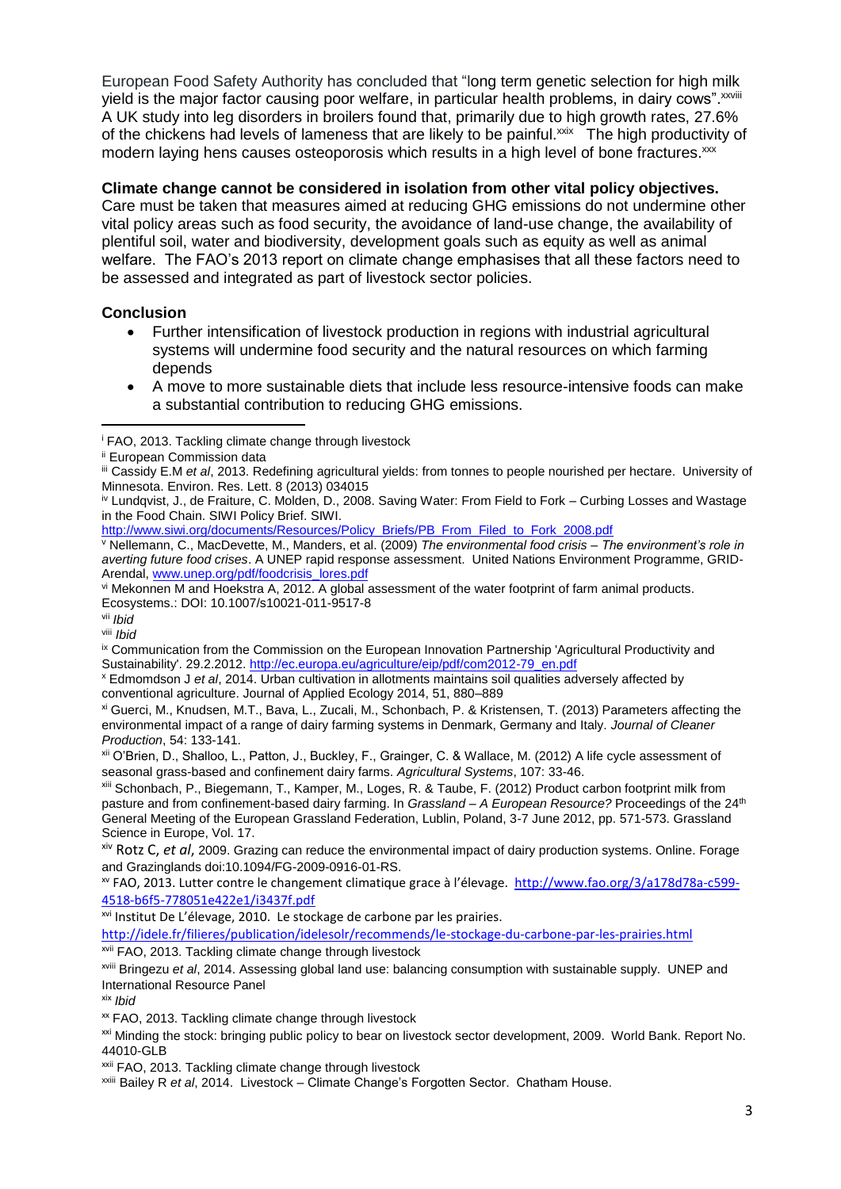European Food Safety Authority has concluded that "long term genetic selection for high milk yield is the major factor causing poor welfare, in particular health problems, in dairy cows".[xxviii] A UK study into leg disorders in broilers found that, primarily due to high growth rates, 27.6% of the chickens had levels of lameness that are likely to be painful.[xxix] The high productivity of modern laying hens causes osteoporosis which results in a high level of bone fractures.[xxx]

**Climate change cannot be considered in isolation from other vital policy objectives.** Care must be taken that measures aimed at reducing GHG emissions do not undermine other vital policy areas such as food security, the avoidance of land-use change, the availability of plentiful soil, water and biodiversity, development goals such as equity as well as animal welfare. The FAO's 2013 report on climate change emphasises that all these factors need to be assessed and integrated as part of livestock sector policies.

**Conclusion**

- Further intensification of livestock production in regions with industrial agricultural systems will undermine food security and the natural resources on which farming depends
- A move to more sustainable diets that include less resource-intensive foods can make a substantial contribution to reducing GHG emissions.

---

[i] FAO, 2013. Tackling climate change through livestock

[ii] European Commission data

[iii] Cassidy E.M *et al*, 2013. Redefining agricultural yields: from tonnes to people nourished per hectare. University of Minnesota. Environ. Res. Lett. 8 (2013) 034015

[iv] Lundqvist, J., de Fraiture, C. Molden, D., 2008. Saving Water: From Field to Fork – Curbing Losses and Wastage in the Food Chain. SIWI Policy Brief. SIWI. http://www.siwi.org/documents/Resources/Policy_Briefs/PB_From_Filed_to_Fork_2008.pdf

[v] Nellemann, C., MacDevette, M., Manders, et al. (2009) *The environmental food crisis – The environment's role in averting future food crises*. A UNEP rapid response assessment. United Nations Environment Programme, GRID-Arendal, www.unep.org/pdf/foodcrisis_lores.pdf

[vi] Mekonnen M and Hoekstra A, 2012. A global assessment of the water footprint of farm animal products. Ecosystems.: DOI: 10.1007/s10021-011-9517-8

[vii] *Ibid*

[viii] *Ibid*

[ix] Communication from the Commission on the European Innovation Partnership 'Agricultural Productivity and Sustainability'. 29.2.2012. http://ec.europa.eu/agriculture/eip/pdf/com2012-79_en.pdf

[x] Edmomdson J *et al*, 2014. Urban cultivation in allotments maintains soil qualities adversely affected by conventional agriculture. Journal of Applied Ecology 2014, 51, 880–889

[xi] Guerci, M., Knudsen, M.T., Bava, L., Zucali, M., Schonbach, P. & Kristensen, T. (2013) Parameters affecting the environmental impact of a range of dairy farming systems in Denmark, Germany and Italy. *Journal of Cleaner Production*, 54: 133-141.

[xii] O'Brien, D., Shalloo, L., Patton, J., Buckley, F., Grainger, C. & Wallace, M. (2012) A life cycle assessment of seasonal grass-based and confinement dairy farms. *Agricultural Systems*, 107: 33-46.

[xiii] Schonbach, P., Biegemann, T., Kamper, M., Loges, R. & Taube, F. (2012) Product carbon footprint milk from pasture and from confinement-based dairy farming. In *Grassland – A European Resource?* Proceedings of the 24th General Meeting of the European Grassland Federation, Lublin, Poland, 3-7 June 2012, pp. 571-573. Grassland Science in Europe, Vol. 17.

[xiv] Rotz C, *et al*, 2009. Grazing can reduce the environmental impact of dairy production systems. Online. Forage and Grazinglands doi:10.1094/FG-2009-0916-01-RS.

[xv] FAO, 2013. Lutter contre le changement climatique grace à l'élevage. http://www.fao.org/3/a178d78a-c599-4518-b6f5-778051e422e1/i3437f.pdf

[xvi] Institut De L'élevage, 2010. Le stockage de carbone par les prairies. http://idele.fr/filieres/publication/idelesolr/recommends/le-stockage-du-carbone-par-les-prairies.html

[xvii] FAO, 2013. Tackling climate change through livestock

[xviii] Bringezu *et al*, 2014. Assessing global land use: balancing consumption with sustainable supply. UNEP and International Resource Panel

[xix] *Ibid*

[xx] FAO, 2013. Tackling climate change through livestock

[xxi] Minding the stock: bringing public policy to bear on livestock sector development, 2009. World Bank. Report No. 44010-GLB

[xxii] FAO, 2013. Tackling climate change through livestock

[xxiii] Bailey R *et al*, 2014. Livestock – Climate Change's Forgotten Sector. Chatham House.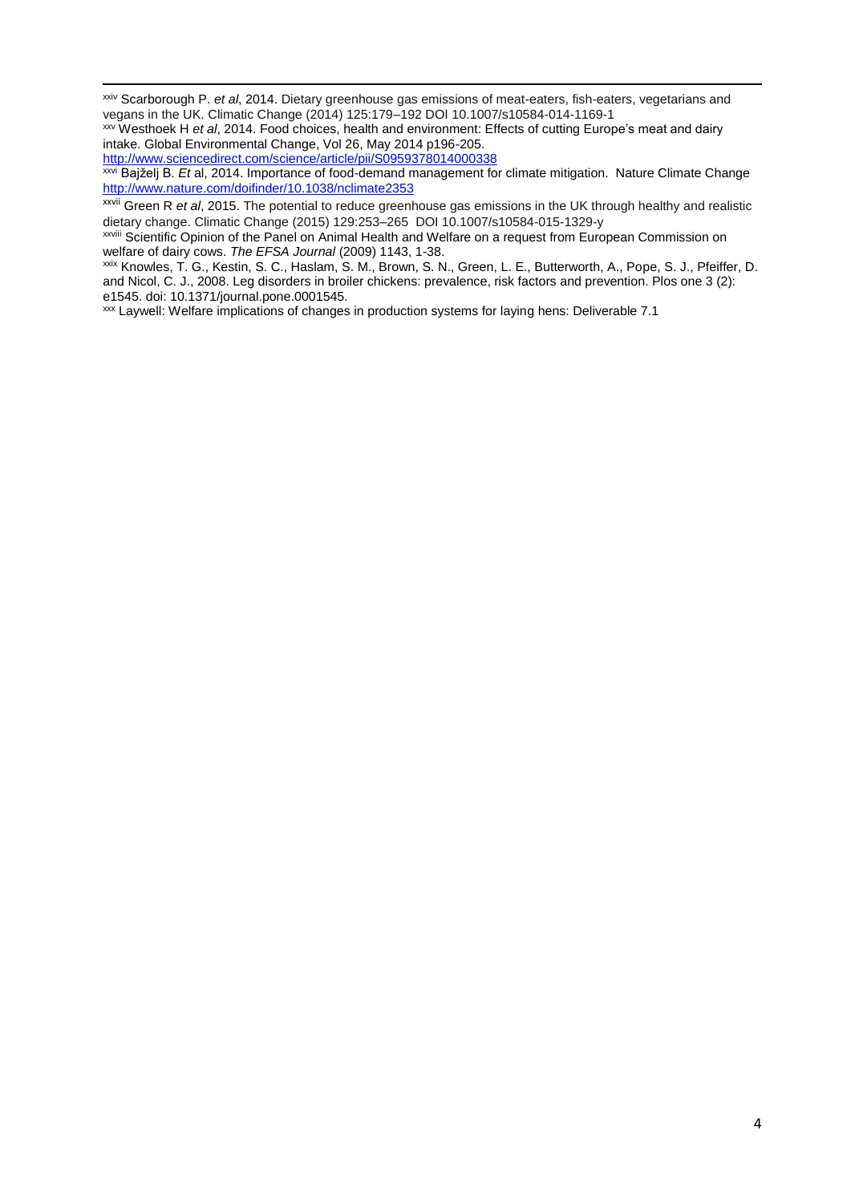[xxiv] Scarborough P. *et al*, 2014. Dietary greenhouse gas emissions of meat-eaters, fish-eaters, vegetarians and vegans in the UK. Climatic Change (2014) 125:179–192 DOI 10.1007/s10584-014-1169-1

[xxv] Westhoek H *et al*, 2014. Food choices, health and environment: Effects of cutting Europe's meat and dairy intake. Global Environmental Change, Vol 26, May 2014 p196-205. http://www.sciencedirect.com/science/article/pii/S0959378014000338

[xxvi] Bajželj B. *Et* al, 2014. Importance of food-demand management for climate mitigation. Nature Climate Change http://www.nature.com/doifinder/10.1038/nclimate2353

[xxvii] Green R *et al*, 2015. The potential to reduce greenhouse gas emissions in the UK through healthy and realistic dietary change. Climatic Change (2015) 129:253–265 DOI 10.1007/s10584-015-1329-y

[xxviii] Scientific Opinion of the Panel on Animal Health and Welfare on a request from European Commission on welfare of dairy cows. *The EFSA Journal* (2009) 1143, 1-38.

[xxix] Knowles, T. G., Kestin, S. C., Haslam, S. M., Brown, S. N., Green, L. E., Butterworth, A., Pope, S. J., Pfeiffer, D. and Nicol, C. J., 2008. Leg disorders in broiler chickens: prevalence, risk factors and prevention. Plos one 3 (2): e1545. doi: 10.1371/journal.pone.0001545.

[xxx] Laywell: Welfare implications of changes in production systems for laying hens: Deliverable 7.1